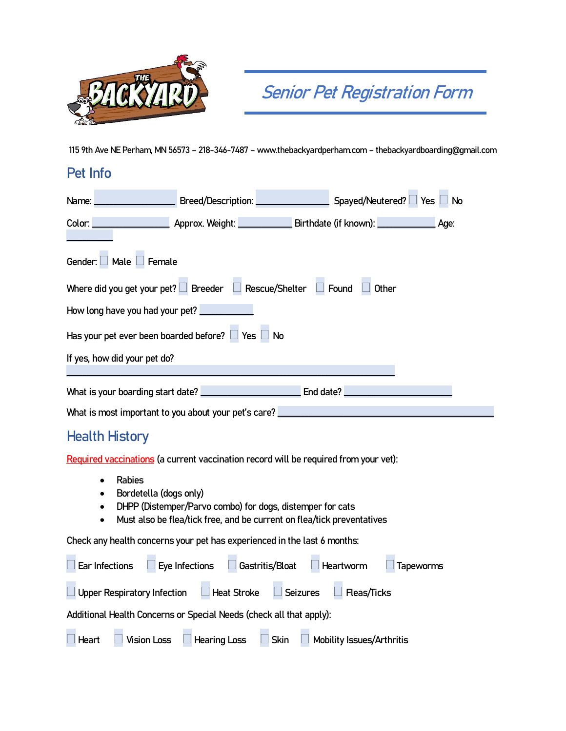# Senior Pet Registration Form

115 9th Ave NE Perham, MN 56573 – 218-346-7487 – www.thebackyardperham.com – thebackyardboarding@gmail.com

## Pet Info

Name: ________________ Breed/Description: ______________ Spayed/Neutered? ☐ Yes ☐ No

Color: ______________ Approx. Weight: __________ Birthdate (if known): __________ Age: ________

Gender: ☐ Male ☐ Female

Where did you get your pet? ☐ Breeder ☐ Rescue/Shelter ☐ Found ☐ Other

How long have you had your pet? __________

Has your pet ever been boarded before? ☐ Yes ☐ No

If yes, how did your pet do?

______________________________________________________________

What is your boarding start date? __________________ End date? ____________________

What is most important to you about your pet's care? ______________________________________

## Health History

Required vaccinations (a current vaccination record will be required from your vet):

- Rabies
- Bordetella (dogs only)
- DHPP (Distemper/Parvo combo) for dogs, distemper for cats
- Must also be flea/tick free, and be current on flea/tick preventatives

Check any health concerns your pet has experienced in the last 6 months:

☐ Ear Infections ☐ Eye Infections ☐ Gastritis/Bloat ☐ Heartworm ☐ Tapeworms

☐ Upper Respiratory Infection ☐ Heat Stroke ☐ Seizures ☐ Fleas/Ticks

Additional Health Concerns or Special Needs (check all that apply):

☐ Heart ☐ Vision Loss ☐ Hearing Loss ☐ Skin ☐ Mobility Issues/Arthritis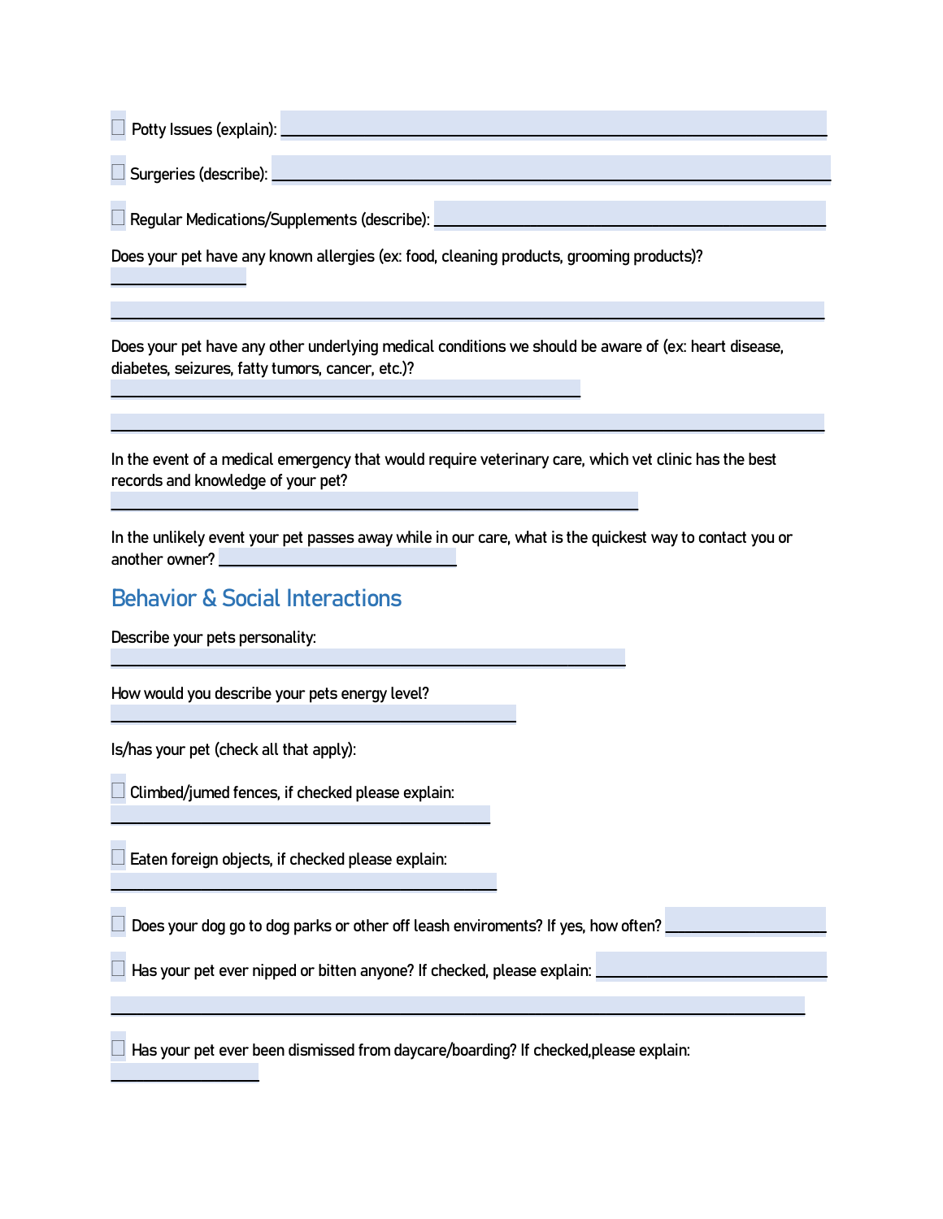- [ ] Potty Issues (explain): ______________________________

- [ ] Surgeries (describe): ______________________________

- [ ] Regular Medications/Supplements (describe): ______________________________

Does your pet have any known allergies (ex: food, cleaning products, grooming products)?

______________________________

______________________________

Does your pet have any other underlying medical conditions we should be aware of (ex: heart disease, diabetes, seizures, fatty tumors, cancer, etc.)?

______________________________

______________________________

In the event of a medical emergency that would require veterinary care, which vet clinic has the best records and knowledge of your pet?

______________________________

In the unlikely event your pet passes away while in our care, what is the quickest way to contact you or another owner? ______________________________

## Behavior & Social Interactions

Describe your pets personality:

______________________________

How would you describe your pets energy level?

______________________________

Is/has your pet (check all that apply):

- [ ] Climbed/jumed fences, if checked please explain:

______________________________

- [ ] Eaten foreign objects, if checked please explain:

______________________________

- [ ] Does your dog go to dog parks or other off leash enviroments? If yes, how often? ______________________________

- [ ] Has your pet ever nipped or bitten anyone? If checked, please explain: ______________________________

______________________________

- [ ] Has your pet ever been dismissed from daycare/boarding? If checked,please explain:

______________________________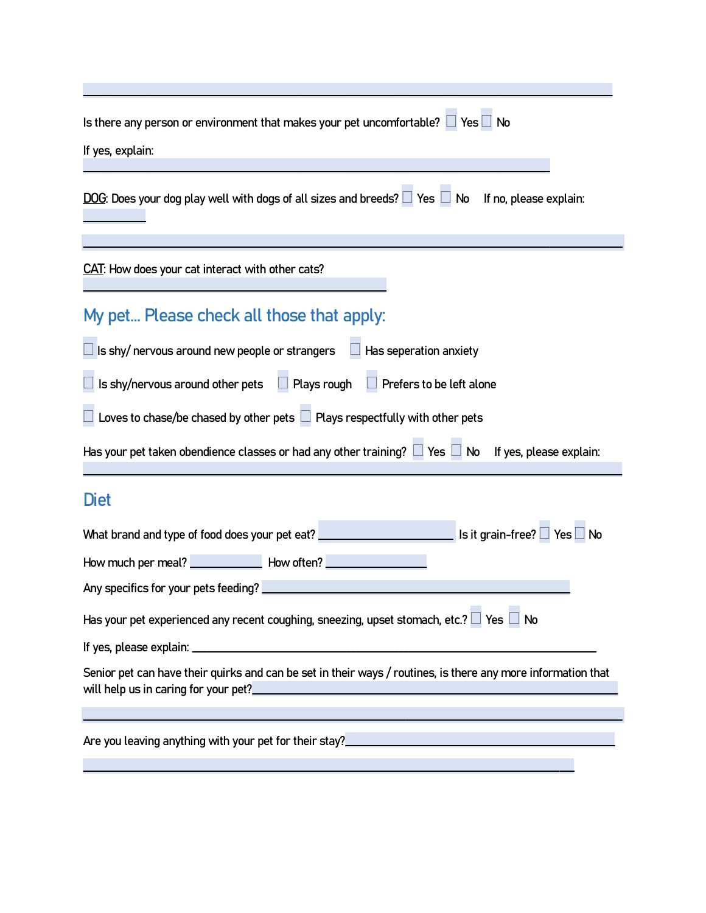________________________________________________________________________

Is there any person or environment that makes your pet uncomfortable? ☐ Yes ☐ No

If yes, explain:
________________________________________________________________________

DOG: Does your dog play well with dogs of all sizes and breeds? ☐ Yes ☐ No If no, please explain:
__________

________________________________________________________________________

CAT: How does your cat interact with other cats?
______________________________________

## My pet... Please check all those that apply:

☐ Is shy/ nervous around new people or strangers ☐ Has seperation anxiety

☐ Is shy/nervous around other pets ☐ Plays rough ☐ Prefers to be left alone

☐ Loves to chase/be chased by other pets ☐ Plays respectfully with other pets

Has your pet taken obendience classes or had any other training? ☐ Yes ☐ No If yes, please explain:
________________________________________________________________________

## Diet

What brand and type of food does your pet eat? ____________________ Is it grain-free? ☐ Yes ☐ No

How much per meal? __________ How often? ______________

Any specifics for your pets feeding? ______________________________________________

Has your pet experienced any recent coughing, sneezing, upset stomach, etc.? ☐ Yes ☐ No

If yes, please explain: ______________________________________________________

Senior pet can have their quirks and can be set in their ways / routines, is there any more information that will help us in caring for your pet?_____________________________________________________

________________________________________________________________________

Are you leaving anything with your pet for their stay?________________________________________

________________________________________________________________________